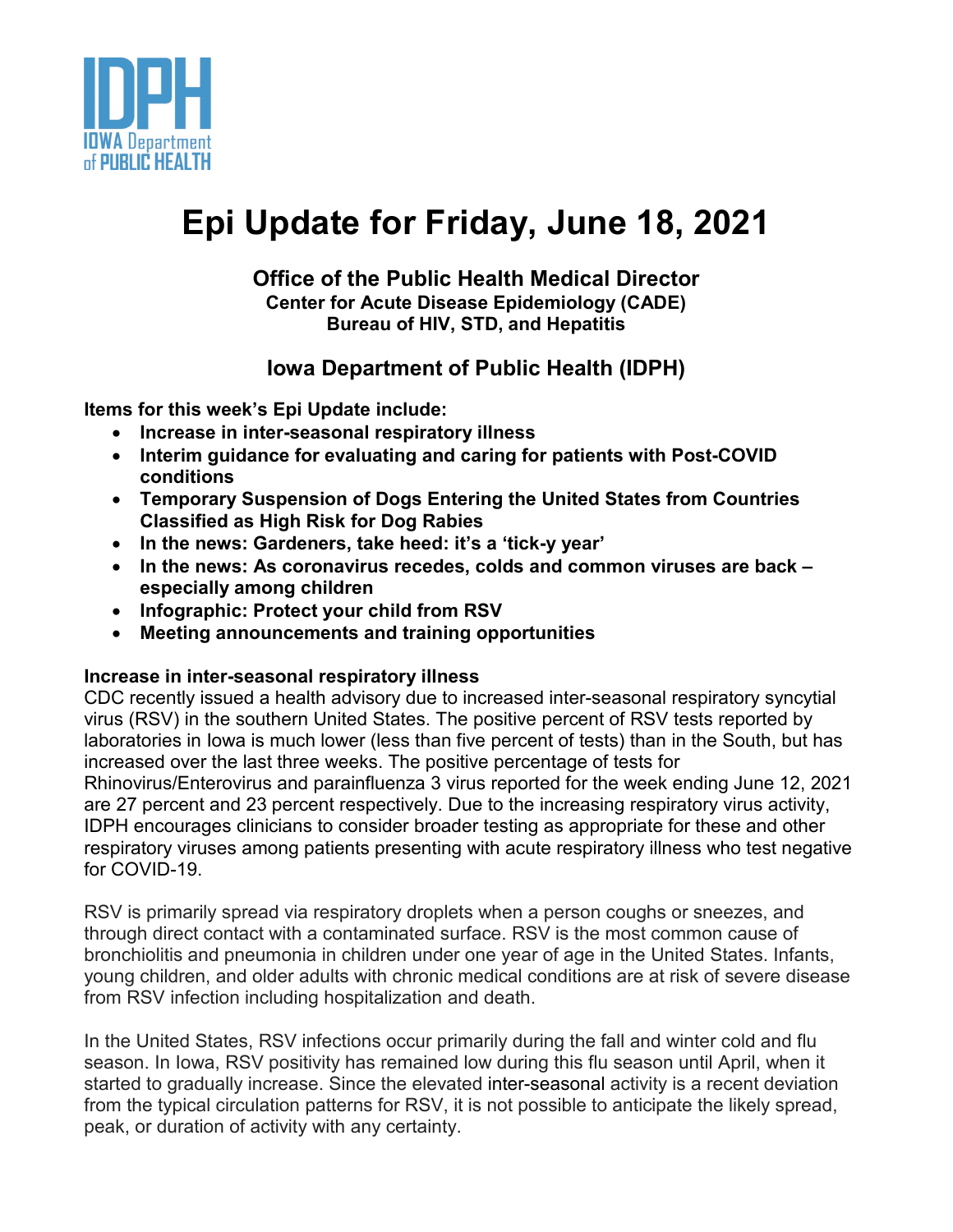IDPH
IOWA Department of PUBLIC HEALTH

# Epi Update for Friday, June 18, 2021

### Office of the Public Health Medical Director
**Center for Acute Disease Epidemiology (CADE)**
**Bureau of HIV, STD, and Hepatitis**

### Iowa Department of Public Health (IDPH)

**Items for this week's Epi Update include:**

- **Increase in inter-seasonal respiratory illness**
- **Interim guidance for evaluating and caring for patients with Post-COVID conditions**
- **Temporary Suspension of Dogs Entering the United States from Countries Classified as High Risk for Dog Rabies**
- **In the news: Gardeners, take heed: it's a 'tick-y year'**
- **In the news: As coronavirus recedes, colds and common viruses are back – especially among children**
- **Infographic: Protect your child from RSV**
- **Meeting announcements and training opportunities**

**Increase in inter-seasonal respiratory illness**

CDC recently issued a health advisory due to increased inter-seasonal respiratory syncytial virus (RSV) in the southern United States. The positive percent of RSV tests reported by laboratories in Iowa is much lower (less than five percent of tests) than in the South, but has increased over the last three weeks. The positive percentage of tests for Rhinovirus/Enterovirus and parainfluenza 3 virus reported for the week ending June 12, 2021 are 27 percent and 23 percent respectively. Due to the increasing respiratory virus activity, IDPH encourages clinicians to consider broader testing as appropriate for these and other respiratory viruses among patients presenting with acute respiratory illness who test negative for COVID-19.

RSV is primarily spread via respiratory droplets when a person coughs or sneezes, and through direct contact with a contaminated surface. RSV is the most common cause of bronchiolitis and pneumonia in children under one year of age in the United States. Infants, young children, and older adults with chronic medical conditions are at risk of severe disease from RSV infection including hospitalization and death.

In the United States, RSV infections occur primarily during the fall and winter cold and flu season. In Iowa, RSV positivity has remained low during this flu season until April, when it started to gradually increase. Since the elevated inter-seasonal activity is a recent deviation from the typical circulation patterns for RSV, it is not possible to anticipate the likely spread, peak, or duration of activity with any certainty.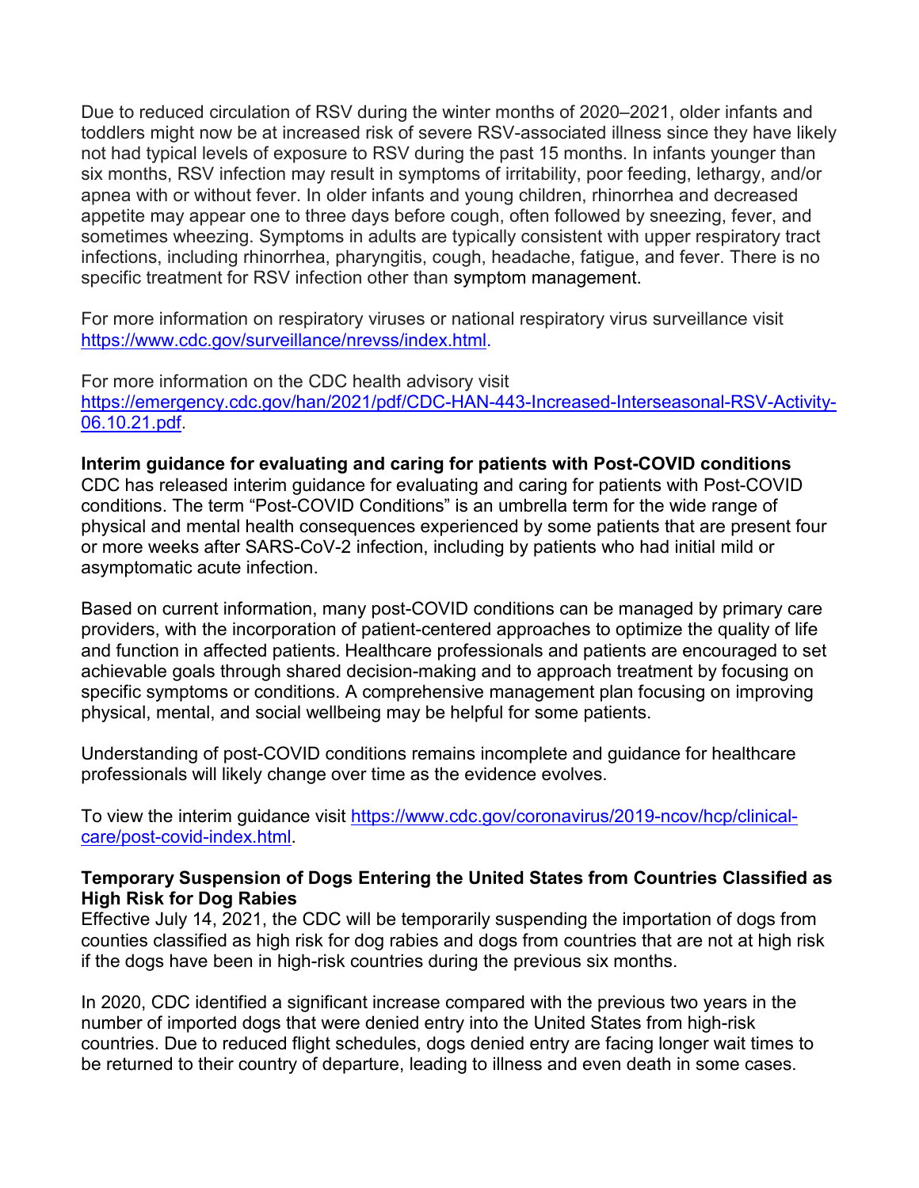Due to reduced circulation of RSV during the winter months of 2020–2021, older infants and toddlers might now be at increased risk of severe RSV-associated illness since they have likely not had typical levels of exposure to RSV during the past 15 months. In infants younger than six months, RSV infection may result in symptoms of irritability, poor feeding, lethargy, and/or apnea with or without fever. In older infants and young children, rhinorrhea and decreased appetite may appear one to three days before cough, often followed by sneezing, fever, and sometimes wheezing. Symptoms in adults are typically consistent with upper respiratory tract infections, including rhinorrhea, pharyngitis, cough, headache, fatigue, and fever. There is no specific treatment for RSV infection other than symptom management.

For more information on respiratory viruses or national respiratory virus surveillance visit https://www.cdc.gov/surveillance/nrevss/index.html.

For more information on the CDC health advisory visit https://emergency.cdc.gov/han/2021/pdf/CDC-HAN-443-Increased-Interseasonal-RSV-Activity-06.10.21.pdf.

**Interim guidance for evaluating and caring for patients with Post-COVID conditions**

CDC has released interim guidance for evaluating and caring for patients with Post-COVID conditions. The term "Post-COVID Conditions" is an umbrella term for the wide range of physical and mental health consequences experienced by some patients that are present four or more weeks after SARS-CoV-2 infection, including by patients who had initial mild or asymptomatic acute infection.

Based on current information, many post-COVID conditions can be managed by primary care providers, with the incorporation of patient-centered approaches to optimize the quality of life and function in affected patients. Healthcare professionals and patients are encouraged to set achievable goals through shared decision-making and to approach treatment by focusing on specific symptoms or conditions. A comprehensive management plan focusing on improving physical, mental, and social wellbeing may be helpful for some patients.

Understanding of post-COVID conditions remains incomplete and guidance for healthcare professionals will likely change over time as the evidence evolves.

To view the interim guidance visit https://www.cdc.gov/coronavirus/2019-ncov/hcp/clinical-care/post-covid-index.html.

**Temporary Suspension of Dogs Entering the United States from Countries Classified as High Risk for Dog Rabies**

Effective July 14, 2021, the CDC will be temporarily suspending the importation of dogs from counties classified as high risk for dog rabies and dogs from countries that are not at high risk if the dogs have been in high-risk countries during the previous six months.

In 2020, CDC identified a significant increase compared with the previous two years in the number of imported dogs that were denied entry into the United States from high-risk countries. Due to reduced flight schedules, dogs denied entry are facing longer wait times to be returned to their country of departure, leading to illness and even death in some cases.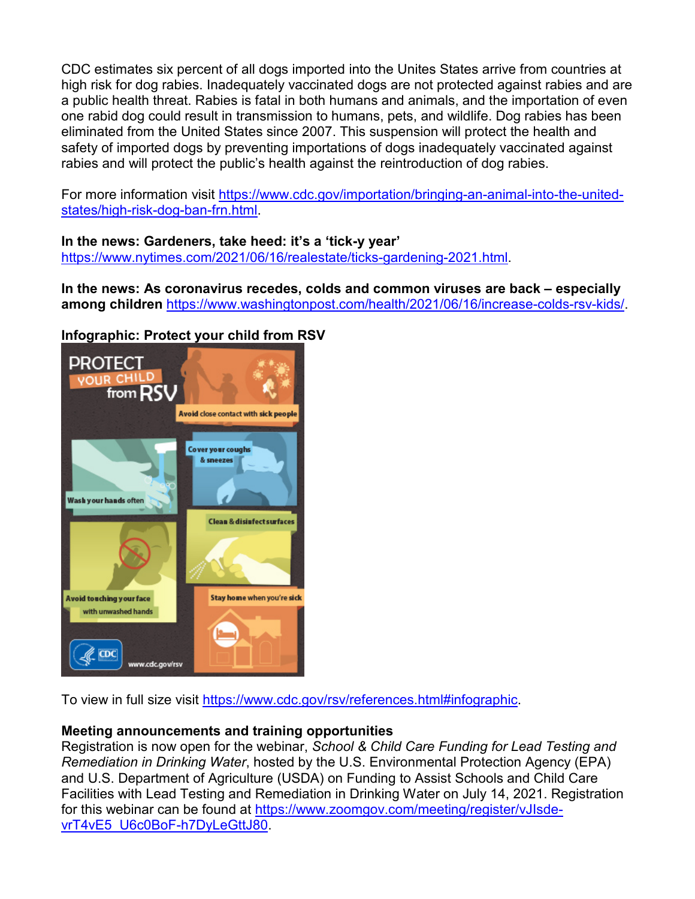CDC estimates six percent of all dogs imported into the Unites States arrive from countries at high risk for dog rabies. Inadequately vaccinated dogs are not protected against rabies and are a public health threat. Rabies is fatal in both humans and animals, and the importation of even one rabid dog could result in transmission to humans, pets, and wildlife. Dog rabies has been eliminated from the United States since 2007. This suspension will protect the health and safety of imported dogs by preventing importations of dogs inadequately vaccinated against rabies and will protect the public's health against the reintroduction of dog rabies.

For more information visit https://www.cdc.gov/importation/bringing-an-animal-into-the-united-states/high-risk-dog-ban-frn.html.

**In the news: Gardeners, take heed: it's a 'tick-y year'**
https://www.nytimes.com/2021/06/16/realestate/ticks-gardening-2021.html.

**In the news: As coronavirus recedes, colds and common viruses are back – especially among children** https://www.washingtonpost.com/health/2021/06/16/increase-colds-rsv-kids/.

**Infographic: Protect your child from RSV**

PROTECT YOUR CHILD from RSV

- Avoid close contact with sick people
- Cover your coughs & sneezes
- Wash your hands often
- Clean & disinfect surfaces
- Avoid touching your face with unwashed hands
- Stay home when you're sick

CDC www.cdc.gov/rsv

To view in full size visit https://www.cdc.gov/rsv/references.html#infographic.

**Meeting announcements and training opportunities**
Registration is now open for the webinar, *School & Child Care Funding for Lead Testing and Remediation in Drinking Water*, hosted by the U.S. Environmental Protection Agency (EPA) and U.S. Department of Agriculture (USDA) on Funding to Assist Schools and Child Care Facilities with Lead Testing and Remediation in Drinking Water on July 14, 2021. Registration for this webinar can be found at https://www.zoomgov.com/meeting/register/vJIsde-vrT4vE5_U6c0BoF-h7DyLeGttJ80.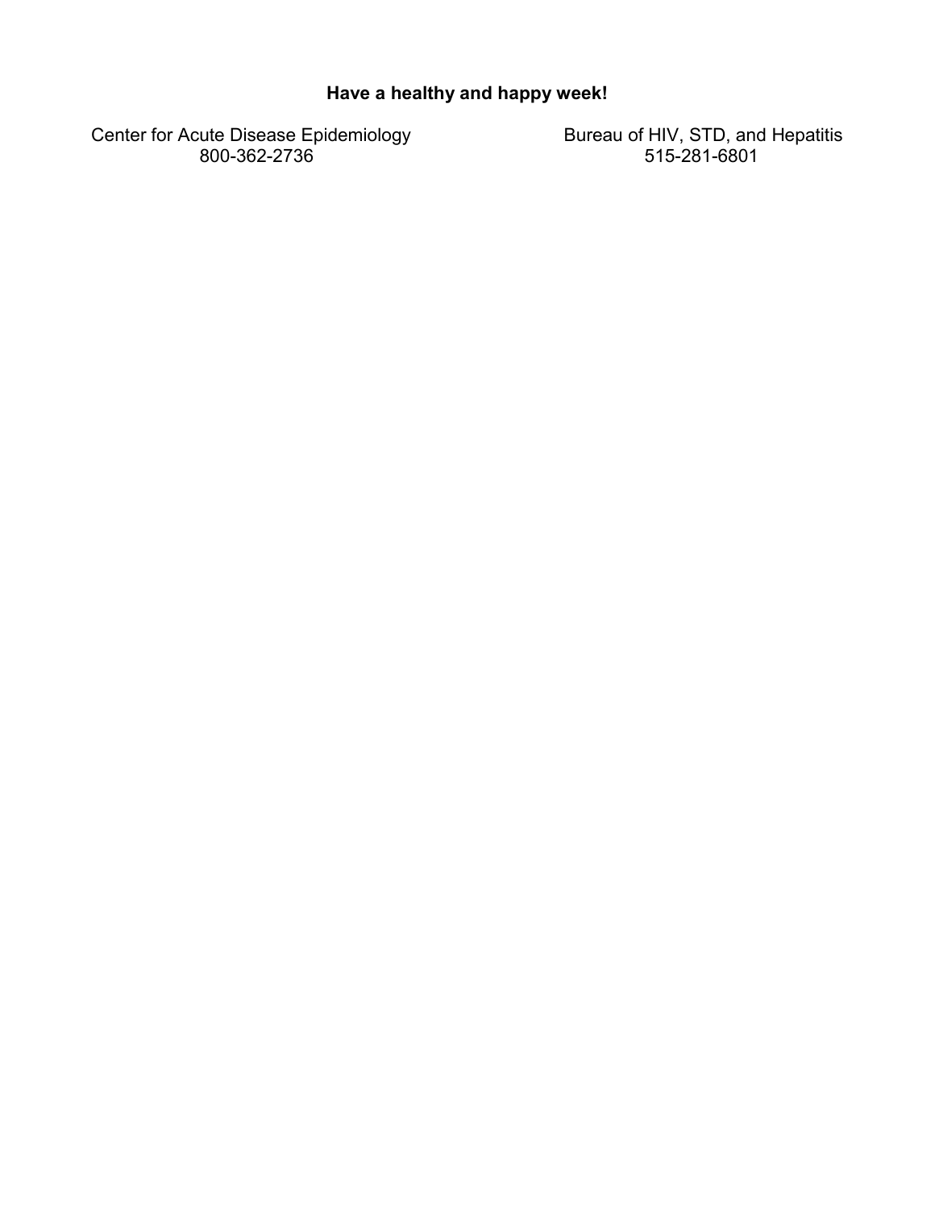**Have a healthy and happy week!**

Center for Acute Disease Epidemiology
800-362-2736

Bureau of HIV, STD, and Hepatitis
515-281-6801